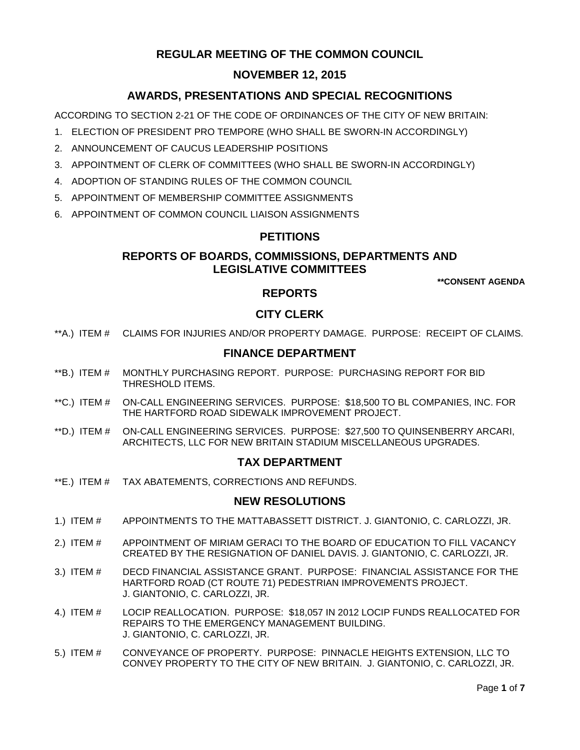# REGULAR MEETING OF THE COMMON COUNCIL

## NOVEMBER 12, 2015

## AWARDS, PRESENTATIONS AND SPECIAL RECOGNITIONS

ACCORDING TO SECTION 2-21 OF THE CODE OF ORDINANCES OF THE CITY OF NEW BRITAIN:

1. ELECTION OF PRESIDENT PRO TEMPORE (WHO SHALL BE SWORN-IN ACCORDINGLY)
2. ANNOUNCEMENT OF CAUCUS LEADERSHIP POSITIONS
3. APPOINTMENT OF CLERK OF COMMITTEES (WHO SHALL BE SWORN-IN ACCORDINGLY)
4. ADOPTION OF STANDING RULES OF THE COMMON COUNCIL
5. APPOINTMENT OF MEMBERSHIP COMMITTEE ASSIGNMENTS
6. APPOINTMENT OF COMMON COUNCIL LIAISON ASSIGNMENTS

## PETITIONS

## REPORTS OF BOARDS, COMMISSIONS, DEPARTMENTS AND LEGISLATIVE COMMITTEES

**\*\*CONSENT AGENDA**

## REPORTS

## CITY CLERK

**A.) ITEM # CLAIMS FOR INJURIES AND/OR PROPERTY DAMAGE. PURPOSE: RECEIPT OF CLAIMS.

## FINANCE DEPARTMENT

**B.) ITEM # MONTHLY PURCHASING REPORT. PURPOSE: PURCHASING REPORT FOR BID THRESHOLD ITEMS.

**C.) ITEM # ON-CALL ENGINEERING SERVICES. PURPOSE: $18,500 TO BL COMPANIES, INC. FOR THE HARTFORD ROAD SIDEWALK IMPROVEMENT PROJECT.

**D.) ITEM # ON-CALL ENGINEERING SERVICES. PURPOSE: $27,500 TO QUINSENBERRY ARCARI, ARCHITECTS, LLC FOR NEW BRITAIN STADIUM MISCELLANEOUS UPGRADES.

## TAX DEPARTMENT

**E.) ITEM # TAX ABATEMENTS, CORRECTIONS AND REFUNDS.

## NEW RESOLUTIONS

1.) ITEM # APPOINTMENTS TO THE MATTABASSETT DISTRICT. J. GIANTONIO, C. CARLOZZI, JR.

2.) ITEM # APPOINTMENT OF MIRIAM GERACI TO THE BOARD OF EDUCATION TO FILL VACANCY CREATED BY THE RESIGNATION OF DANIEL DAVIS. J. GIANTONIO, C. CARLOZZI, JR.

3.) ITEM # DECD FINANCIAL ASSISTANCE GRANT. PURPOSE: FINANCIAL ASSISTANCE FOR THE HARTFORD ROAD (CT ROUTE 71) PEDESTRIAN IMPROVEMENTS PROJECT. J. GIANTONIO, C. CARLOZZI, JR.

4.) ITEM # LOCIP REALLOCATION. PURPOSE: $18,057 IN 2012 LOCIP FUNDS REALLOCATED FOR REPAIRS TO THE EMERGENCY MANAGEMENT BUILDING. J. GIANTONIO, C. CARLOZZI, JR.

5.) ITEM # CONVEYANCE OF PROPERTY. PURPOSE: PINNACLE HEIGHTS EXTENSION, LLC TO CONVEY PROPERTY TO THE CITY OF NEW BRITAIN. J. GIANTONIO, C. CARLOZZI, JR.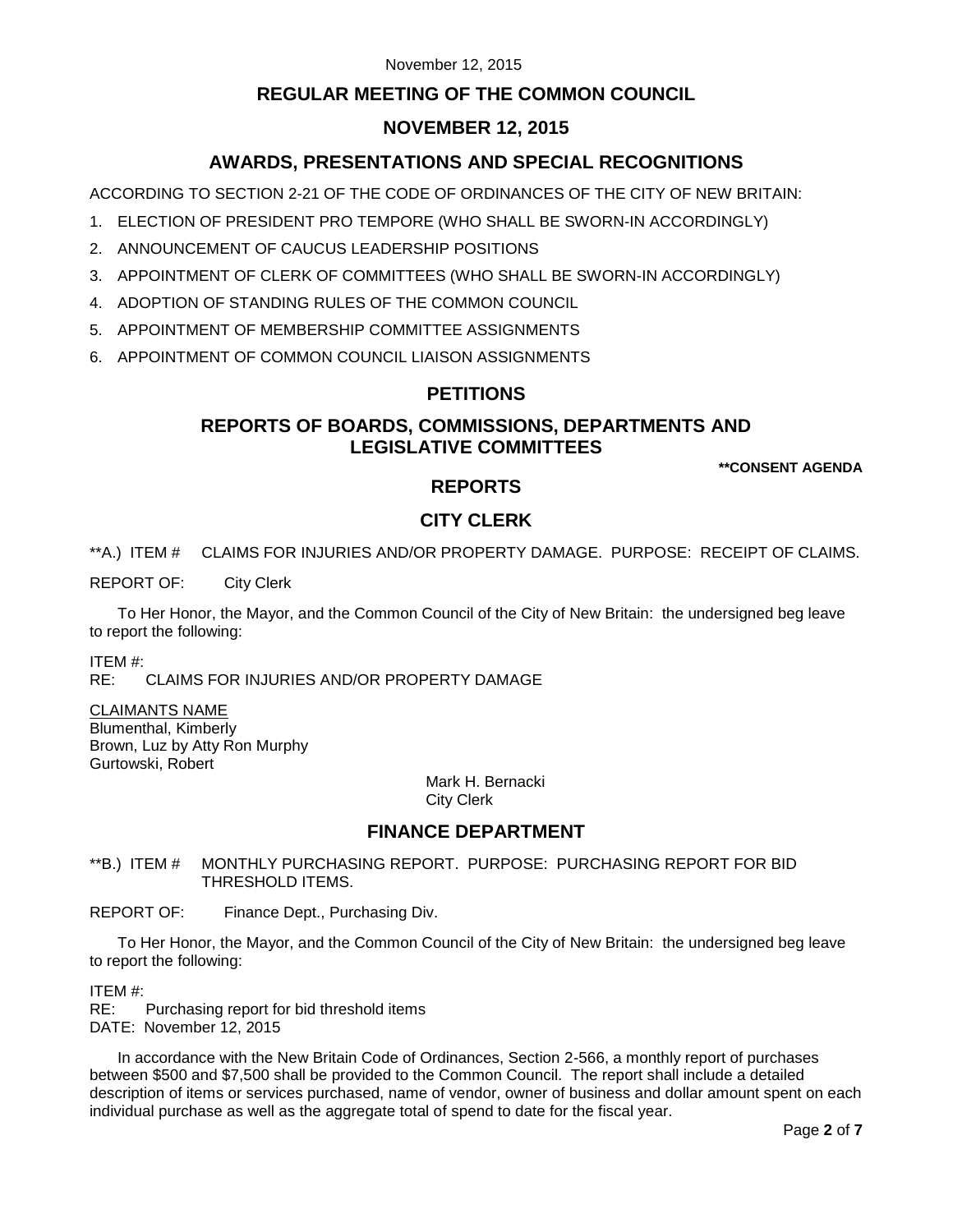# REGULAR MEETING OF THE COMMON COUNCIL

## NOVEMBER 12, 2015

## AWARDS, PRESENTATIONS AND SPECIAL RECOGNITIONS

ACCORDING TO SECTION 2-21 OF THE CODE OF ORDINANCES OF THE CITY OF NEW BRITAIN:

1. ELECTION OF PRESIDENT PRO TEMPORE (WHO SHALL BE SWORN-IN ACCORDINGLY)
2. ANNOUNCEMENT OF CAUCUS LEADERSHIP POSITIONS
3. APPOINTMENT OF CLERK OF COMMITTEES (WHO SHALL BE SWORN-IN ACCORDINGLY)
4. ADOPTION OF STANDING RULES OF THE COMMON COUNCIL
5. APPOINTMENT OF MEMBERSHIP COMMITTEE ASSIGNMENTS
6. APPOINTMENT OF COMMON COUNCIL LIAISON ASSIGNMENTS

## PETITIONS

## REPORTS OF BOARDS, COMMISSIONS, DEPARTMENTS AND LEGISLATIVE COMMITTEES

**\*\*CONSENT AGENDA**

## REPORTS

## CITY CLERK

**A.) ITEM # CLAIMS FOR INJURIES AND/OR PROPERTY DAMAGE. PURPOSE: RECEIPT OF CLAIMS.

REPORT OF: City Clerk

To Her Honor, the Mayor, and the Common Council of the City of New Britain: the undersigned beg leave to report the following:

ITEM #:
RE: CLAIMS FOR INJURIES AND/OR PROPERTY DAMAGE

<u>CLAIMANTS NAME</u>
Blumenthal, Kimberly
Brown, Luz by Atty Ron Murphy
Gurtowski, Robert

Mark H. Bernacki
City Clerk

## FINANCE DEPARTMENT

**B.) ITEM # MONTHLY PURCHASING REPORT. PURPOSE: PURCHASING REPORT FOR BID THRESHOLD ITEMS.

REPORT OF: Finance Dept., Purchasing Div.

To Her Honor, the Mayor, and the Common Council of the City of New Britain: the undersigned beg leave to report the following:

ITEM #:
RE: Purchasing report for bid threshold items
DATE: November 12, 2015

In accordance with the New Britain Code of Ordinances, Section 2-566, a monthly report of purchases between $500 and $7,500 shall be provided to the Common Council. The report shall include a detailed description of items or services purchased, name of vendor, owner of business and dollar amount spent on each individual purchase as well as the aggregate total of spend to date for the fiscal year.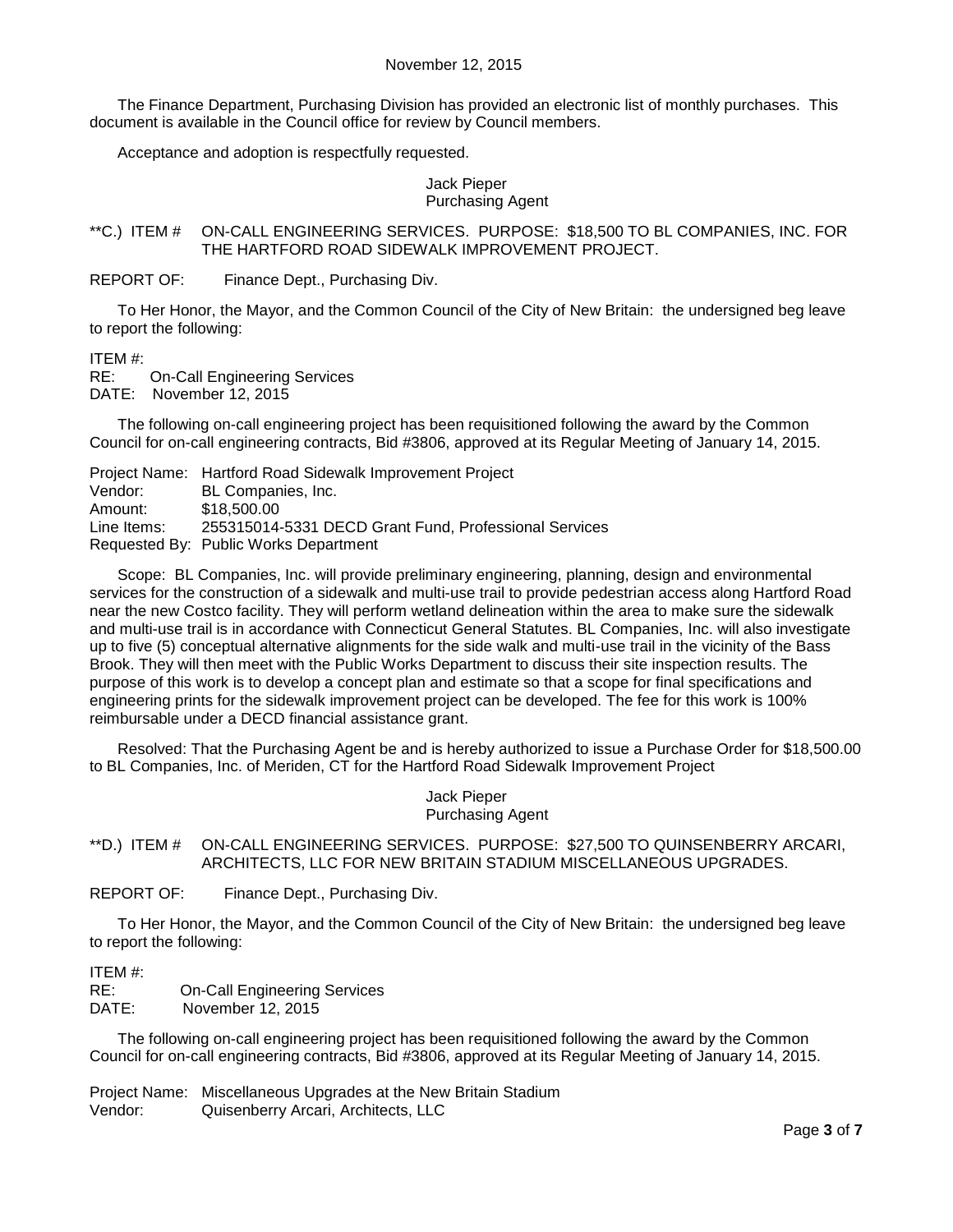The Finance Department, Purchasing Division has provided an electronic list of monthly purchases. This document is available in the Council office for review by Council members.

Acceptance and adoption is respectfully requested.

Jack Pieper
Purchasing Agent

**C.) ITEM # ON-CALL ENGINEERING SERVICES. PURPOSE: $18,500 TO BL COMPANIES, INC. FOR THE HARTFORD ROAD SIDEWALK IMPROVEMENT PROJECT.

REPORT OF: Finance Dept., Purchasing Div.

To Her Honor, the Mayor, and the Common Council of the City of New Britain: the undersigned beg leave to report the following:

ITEM #:
RE: On-Call Engineering Services
DATE: November 12, 2015

The following on-call engineering project has been requisitioned following the award by the Common Council for on-call engineering contracts, Bid #3806, approved at its Regular Meeting of January 14, 2015.

Project Name: Hartford Road Sidewalk Improvement Project
Vendor: BL Companies, Inc.
Amount: $18,500.00
Line Items: 255315014-5331 DECD Grant Fund, Professional Services
Requested By: Public Works Department

Scope: BL Companies, Inc. will provide preliminary engineering, planning, design and environmental services for the construction of a sidewalk and multi-use trail to provide pedestrian access along Hartford Road near the new Costco facility. They will perform wetland delineation within the area to make sure the sidewalk and multi-use trail is in accordance with Connecticut General Statutes. BL Companies, Inc. will also investigate up to five (5) conceptual alternative alignments for the side walk and multi-use trail in the vicinity of the Bass Brook. They will then meet with the Public Works Department to discuss their site inspection results. The purpose of this work is to develop a concept plan and estimate so that a scope for final specifications and engineering prints for the sidewalk improvement project can be developed. The fee for this work is 100% reimbursable under a DECD financial assistance grant.

Resolved: That the Purchasing Agent be and is hereby authorized to issue a Purchase Order for $18,500.00 to BL Companies, Inc. of Meriden, CT for the Hartford Road Sidewalk Improvement Project

Jack Pieper
Purchasing Agent

**D.) ITEM # ON-CALL ENGINEERING SERVICES. PURPOSE: $27,500 TO QUINSENBERRY ARCARI, ARCHITECTS, LLC FOR NEW BRITAIN STADIUM MISCELLANEOUS UPGRADES.

REPORT OF: Finance Dept., Purchasing Div.

To Her Honor, the Mayor, and the Common Council of the City of New Britain: the undersigned beg leave to report the following:

ITEM #:
RE: On-Call Engineering Services
DATE: November 12, 2015

The following on-call engineering project has been requisitioned following the award by the Common Council for on-call engineering contracts, Bid #3806, approved at its Regular Meeting of January 14, 2015.

Project Name: Miscellaneous Upgrades at the New Britain Stadium
Vendor: Quisenberry Arcari, Architects, LLC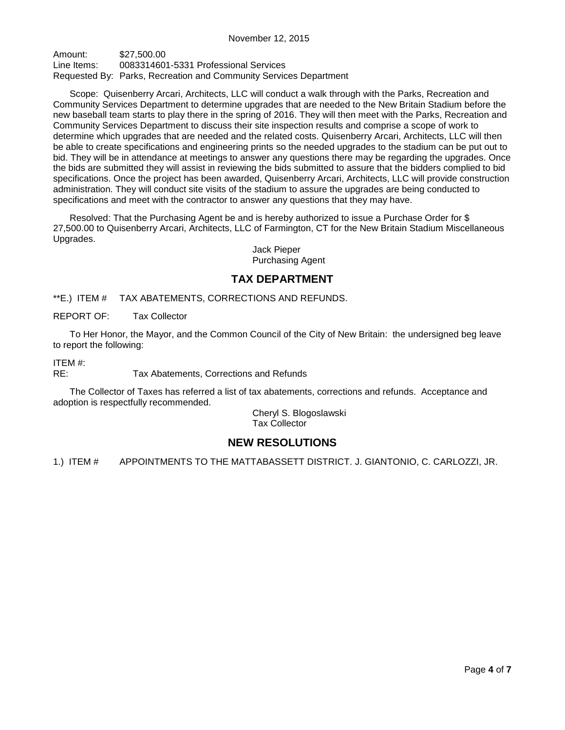Amount: $27,500.00
Line Items: 0083314601-5331 Professional Services
Requested By: Parks, Recreation and Community Services Department

Scope: Quisenberry Arcari, Architects, LLC will conduct a walk through with the Parks, Recreation and Community Services Department to determine upgrades that are needed to the New Britain Stadium before the new baseball team starts to play there in the spring of 2016. They will then meet with the Parks, Recreation and Community Services Department to discuss their site inspection results and comprise a scope of work to determine which upgrades that are needed and the related costs. Quisenberry Arcari, Architects, LLC will then be able to create specifications and engineering prints so the needed upgrades to the stadium can be put out to bid. They will be in attendance at meetings to answer any questions there may be regarding the upgrades. Once the bids are submitted they will assist in reviewing the bids submitted to assure that the bidders complied to bid specifications. Once the project has been awarded, Quisenberry Arcari, Architects, LLC will provide construction administration. They will conduct site visits of the stadium to assure the upgrades are being conducted to specifications and meet with the contractor to answer any questions that they may have.

Resolved: That the Purchasing Agent be and is hereby authorized to issue a Purchase Order for $ 27,500.00 to Quisenberry Arcari, Architects, LLC of Farmington, CT for the New Britain Stadium Miscellaneous Upgrades.

Jack Pieper
Purchasing Agent

## TAX DEPARTMENT

**E.) ITEM # TAX ABATEMENTS, CORRECTIONS AND REFUNDS.

REPORT OF: Tax Collector

To Her Honor, the Mayor, and the Common Council of the City of New Britain: the undersigned beg leave to report the following:

ITEM #:
RE: Tax Abatements, Corrections and Refunds

The Collector of Taxes has referred a list of tax abatements, corrections and refunds. Acceptance and adoption is respectfully recommended.

Cheryl S. Blogoslawski
Tax Collector

## NEW RESOLUTIONS

1.) ITEM # APPOINTMENTS TO THE MATTABASSETT DISTRICT. J. GIANTONIO, C. CARLOZZI, JR.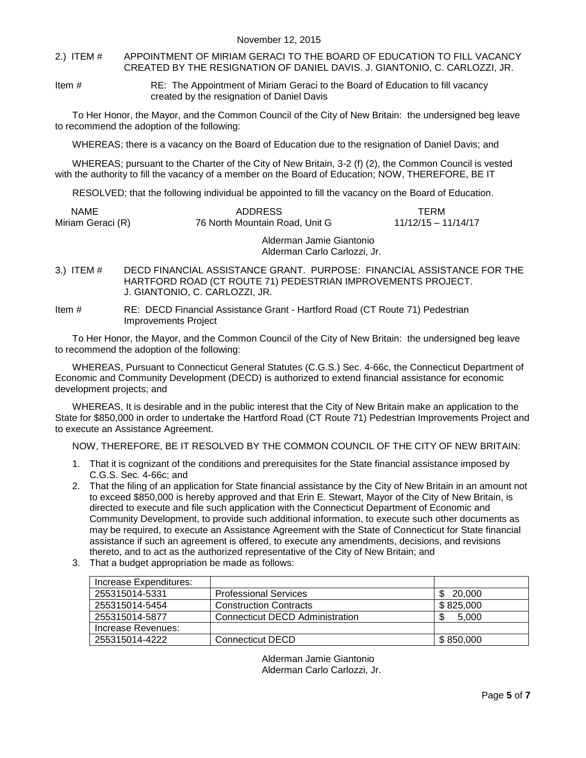November 12, 2015

2.) ITEM # APPOINTMENT OF MIRIAM GERACI TO THE BOARD OF EDUCATION TO FILL VACANCY CREATED BY THE RESIGNATION OF DANIEL DAVIS. J. GIANTONIO, C. CARLOZZI, JR.

Item # RE: The Appointment of Miriam Geraci to the Board of Education to fill vacancy created by the resignation of Daniel Davis

To Her Honor, the Mayor, and the Common Council of the City of New Britain: the undersigned beg leave to recommend the adoption of the following:

WHEREAS; there is a vacancy on the Board of Education due to the resignation of Daniel Davis; and

WHEREAS; pursuant to the Charter of the City of New Britain, 3-2 (f) (2), the Common Council is vested with the authority to fill the vacancy of a member on the Board of Education; NOW, THEREFORE, BE IT

RESOLVED; that the following individual be appointed to fill the vacancy on the Board of Education.

| NAME | ADDRESS | TERM |
|---|---|---|
| Miriam Geraci (R) | 76 North Mountain Road, Unit G | 11/12/15 – 11/14/17 |

Alderman Jamie Giantonio
Alderman Carlo Carlozzi, Jr.

3.) ITEM # DECD FINANCIAL ASSISTANCE GRANT. PURPOSE: FINANCIAL ASSISTANCE FOR THE HARTFORD ROAD (CT ROUTE 71) PEDESTRIAN IMPROVEMENTS PROJECT. J. GIANTONIO, C. CARLOZZI, JR.

Item # RE: DECD Financial Assistance Grant - Hartford Road (CT Route 71) Pedestrian Improvements Project

To Her Honor, the Mayor, and the Common Council of the City of New Britain: the undersigned beg leave to recommend the adoption of the following:

WHEREAS, Pursuant to Connecticut General Statutes (C.G.S.) Sec. 4-66c, the Connecticut Department of Economic and Community Development (DECD) is authorized to extend financial assistance for economic development projects; and

WHEREAS, It is desirable and in the public interest that the City of New Britain make an application to the State for $850,000 in order to undertake the Hartford Road (CT Route 71) Pedestrian Improvements Project and to execute an Assistance Agreement.

NOW, THEREFORE, BE IT RESOLVED BY THE COMMON COUNCIL OF THE CITY OF NEW BRITAIN:

1. That it is cognizant of the conditions and prerequisites for the State financial assistance imposed by C.G.S. Sec. 4-66c; and
2. That the filing of an application for State financial assistance by the City of New Britain in an amount not to exceed $850,000 is hereby approved and that Erin E. Stewart, Mayor of the City of New Britain, is directed to execute and file such application with the Connecticut Department of Economic and Community Development, to provide such additional information, to execute such other documents as may be required, to execute an Assistance Agreement with the State of Connecticut for State financial assistance if such an agreement is offered, to execute any amendments, decisions, and revisions thereto, and to act as the authorized representative of the City of New Britain; and
3. That a budget appropriation be made as follows:

| Increase Expenditures: | | |
|---|---|---|
| 255315014-5331 | Professional Services | $ 20,000 |
| 255315014-5454 | Construction Contracts | $ 825,000 |
| 255315014-5877 | Connecticut DECD Administration | $ 5,000 |
| Increase Revenues: | | |
| 255315014-4222 | Connecticut DECD | $ 850,000 |

Alderman Jamie Giantonio
Alderman Carlo Carlozzi, Jr.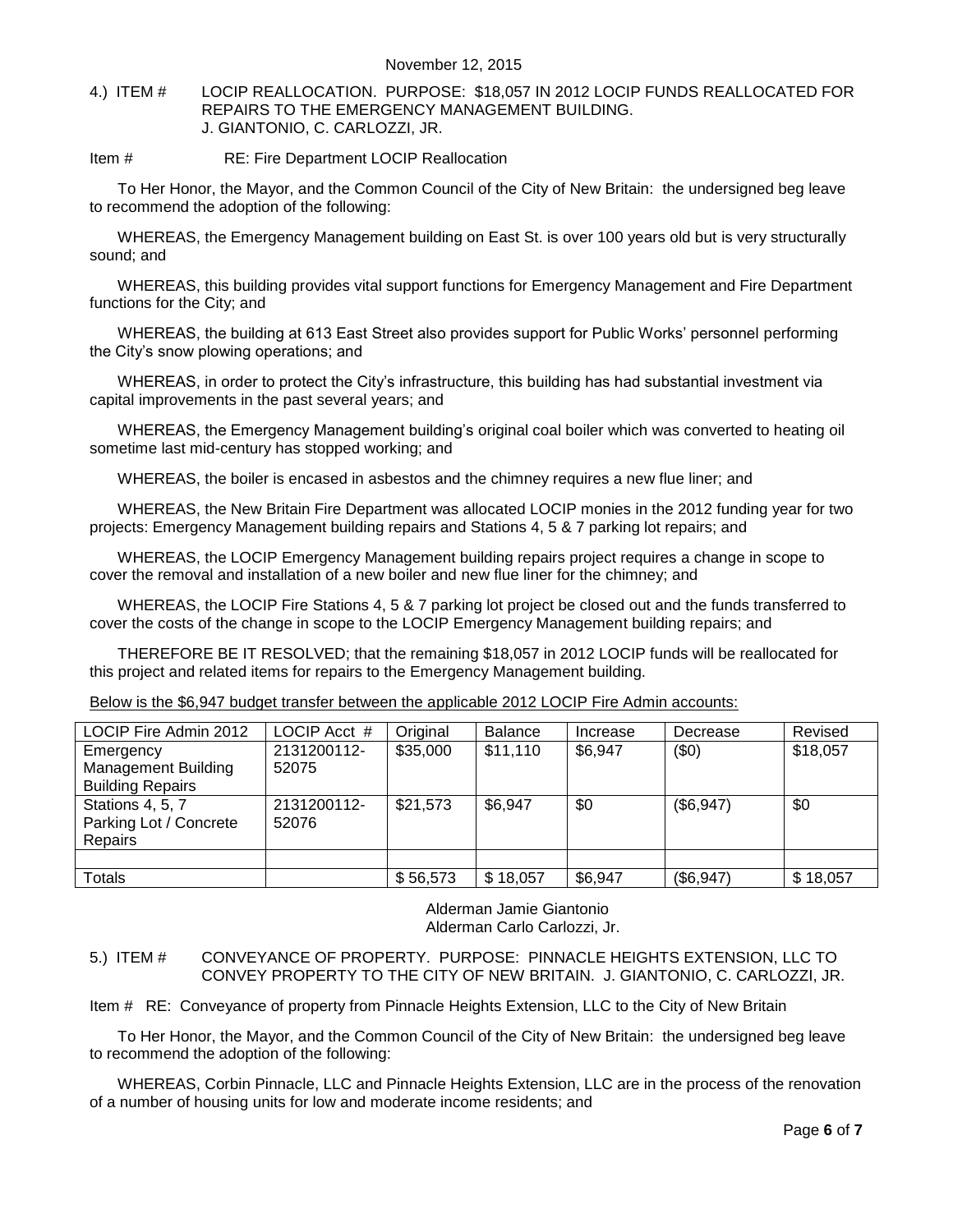November 12, 2015

4.) ITEM # LOCIP REALLOCATION. PURPOSE: $18,057 IN 2012 LOCIP FUNDS REALLOCATED FOR REPAIRS TO THE EMERGENCY MANAGEMENT BUILDING. J. GIANTONIO, C. CARLOZZI, JR.

Item # RE: Fire Department LOCIP Reallocation

To Her Honor, the Mayor, and the Common Council of the City of New Britain: the undersigned beg leave to recommend the adoption of the following:

WHEREAS, the Emergency Management building on East St. is over 100 years old but is very structurally sound; and

WHEREAS, this building provides vital support functions for Emergency Management and Fire Department functions for the City; and

WHEREAS, the building at 613 East Street also provides support for Public Works' personnel performing the City's snow plowing operations; and

WHEREAS, in order to protect the City's infrastructure, this building has had substantial investment via capital improvements in the past several years; and

WHEREAS, the Emergency Management building's original coal boiler which was converted to heating oil sometime last mid-century has stopped working; and

WHEREAS, the boiler is encased in asbestos and the chimney requires a new flue liner; and

WHEREAS, the New Britain Fire Department was allocated LOCIP monies in the 2012 funding year for two projects: Emergency Management building repairs and Stations 4, 5 & 7 parking lot repairs; and

WHEREAS, the LOCIP Emergency Management building repairs project requires a change in scope to cover the removal and installation of a new boiler and new flue liner for the chimney; and

WHEREAS, the LOCIP Fire Stations 4, 5 & 7 parking lot project be closed out and the funds transferred to cover the costs of the change in scope to the LOCIP Emergency Management building repairs; and

THEREFORE BE IT RESOLVED; that the remaining $18,057 in 2012 LOCIP funds will be reallocated for this project and related items for repairs to the Emergency Management building.

Below is the $6,947 budget transfer between the applicable 2012 LOCIP Fire Admin accounts:

| LOCIP Fire Admin 2012 | LOCIP Acct # | Original | Balance | Increase | Decrease | Revised |
|---|---|---|---|---|---|---|
| Emergency Management Building Building Repairs | 2131200112-52075 | $35,000 | $11,110 | $6,947 | ($0) | $18,057 |
| Stations 4, 5, 7 Parking Lot / Concrete Repairs | 2131200112-52076 | $21,573 | $6,947 | $0 | ($6,947) | $0 |
| | | | | | | |
| Totals | | $ 56,573 | $ 18,057 | $6,947 | ($6,947) | $ 18,057 |

Alderman Jamie Giantonio
Alderman Carlo Carlozzi, Jr.

5.) ITEM # CONVEYANCE OF PROPERTY. PURPOSE: PINNACLE HEIGHTS EXTENSION, LLC TO CONVEY PROPERTY TO THE CITY OF NEW BRITAIN. J. GIANTONIO, C. CARLOZZI, JR.

Item # RE: Conveyance of property from Pinnacle Heights Extension, LLC to the City of New Britain

To Her Honor, the Mayor, and the Common Council of the City of New Britain: the undersigned beg leave to recommend the adoption of the following:

WHEREAS, Corbin Pinnacle, LLC and Pinnacle Heights Extension, LLC are in the process of the renovation of a number of housing units for low and moderate income residents; and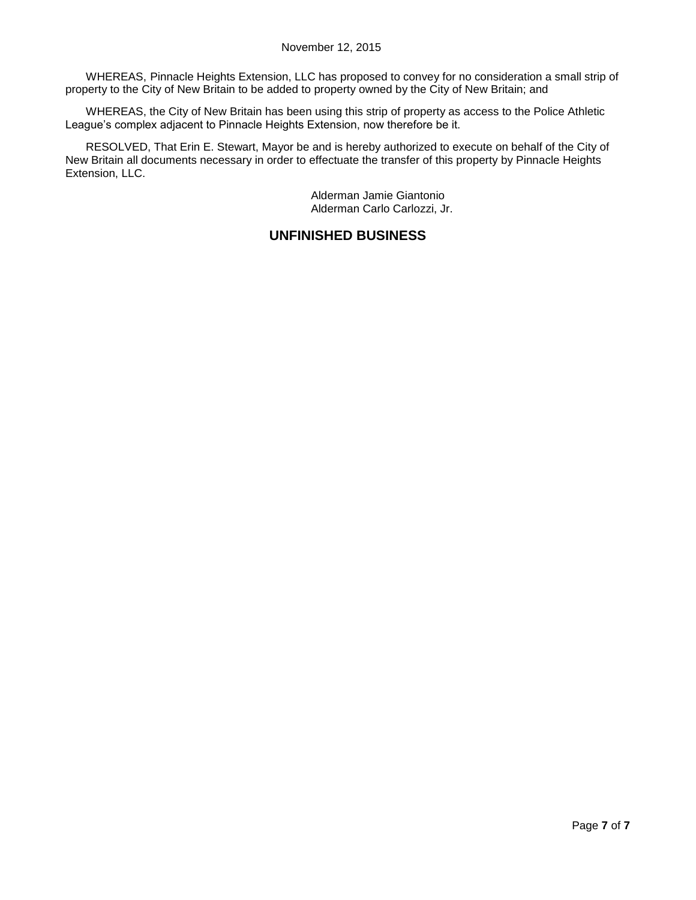WHEREAS, Pinnacle Heights Extension, LLC has proposed to convey for no consideration a small strip of property to the City of New Britain to be added to property owned by the City of New Britain; and

WHEREAS, the City of New Britain has been using this strip of property as access to the Police Athletic League's complex adjacent to Pinnacle Heights Extension, now therefore be it.

RESOLVED, That Erin E. Stewart, Mayor be and is hereby authorized to execute on behalf of the City of New Britain all documents necessary in order to effectuate the transfer of this property by Pinnacle Heights Extension, LLC.

Alderman Jamie Giantonio
Alderman Carlo Carlozzi, Jr.

## UNFINISHED BUSINESS